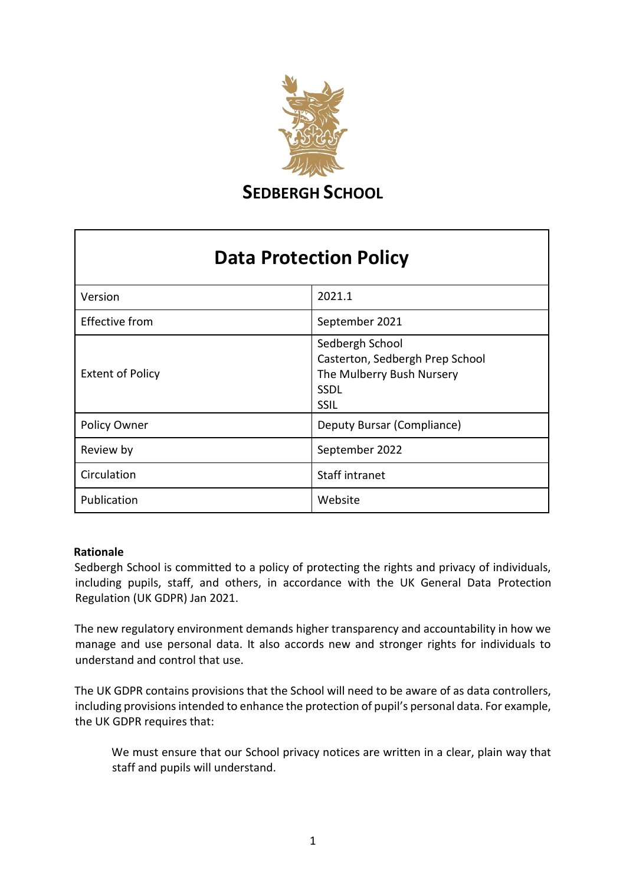# SEDBERGH SCHOOL

| Data Protection Policy | |
|---|---|
| Version | 2021.1 |
| Effective from | September 2021 |
| Extent of Policy | Sedbergh School<br>Casterton, Sedbergh Prep School<br>The Mulberry Bush Nursery<br>SSDL<br>SSIL |
| Policy Owner | Deputy Bursar (Compliance) |
| Review by | September 2022 |
| Circulation | Staff intranet |
| Publication | Website |

**Rationale**

Sedbergh School is committed to a policy of protecting the rights and privacy of individuals, including pupils, staff, and others, in accordance with the UK General Data Protection Regulation (UK GDPR) Jan 2021.

The new regulatory environment demands higher transparency and accountability in how we manage and use personal data. It also accords new and stronger rights for individuals to understand and control that use.

The UK GDPR contains provisions that the School will need to be aware of as data controllers, including provisions intended to enhance the protection of pupil's personal data. For example, the UK GDPR requires that:

> We must ensure that our School privacy notices are written in a clear, plain way that staff and pupils will understand.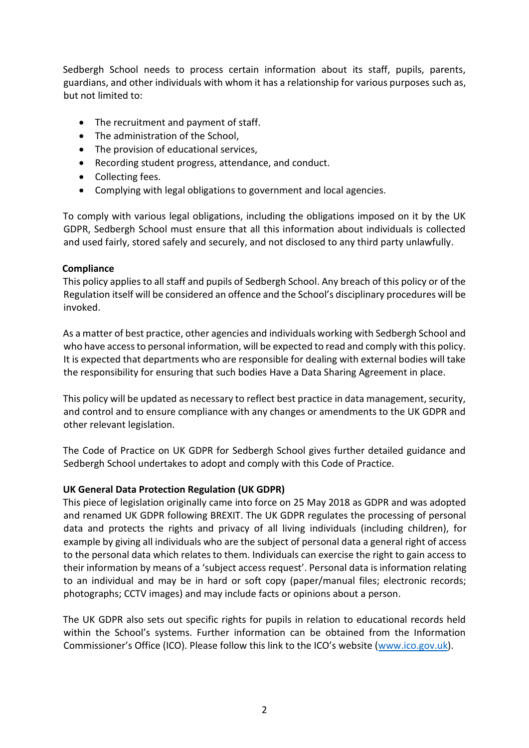Sedbergh School needs to process certain information about its staff, pupils, parents, guardians, and other individuals with whom it has a relationship for various purposes such as, but not limited to:

- The recruitment and payment of staff.
- The administration of the School,
- The provision of educational services,
- Recording student progress, attendance, and conduct.
- Collecting fees.
- Complying with legal obligations to government and local agencies.

To comply with various legal obligations, including the obligations imposed on it by the UK GDPR, Sedbergh School must ensure that all this information about individuals is collected and used fairly, stored safely and securely, and not disclosed to any third party unlawfully.

**Compliance**

This policy applies to all staff and pupils of Sedbergh School. Any breach of this policy or of the Regulation itself will be considered an offence and the School's disciplinary procedures will be invoked.

As a matter of best practice, other agencies and individuals working with Sedbergh School and who have access to personal information, will be expected to read and comply with this policy. It is expected that departments who are responsible for dealing with external bodies will take the responsibility for ensuring that such bodies Have a Data Sharing Agreement in place.

This policy will be updated as necessary to reflect best practice in data management, security, and control and to ensure compliance with any changes or amendments to the UK GDPR and other relevant legislation.

The Code of Practice on UK GDPR for Sedbergh School gives further detailed guidance and Sedbergh School undertakes to adopt and comply with this Code of Practice.

**UK General Data Protection Regulation (UK GDPR)**

This piece of legislation originally came into force on 25 May 2018 as GDPR and was adopted and renamed UK GDPR following BREXIT. The UK GDPR regulates the processing of personal data and protects the rights and privacy of all living individuals (including children), for example by giving all individuals who are the subject of personal data a general right of access to the personal data which relates to them. Individuals can exercise the right to gain access to their information by means of a 'subject access request'. Personal data is information relating to an individual and may be in hard or soft copy (paper/manual files; electronic records; photographs; CCTV images) and may include facts or opinions about a person.

The UK GDPR also sets out specific rights for pupils in relation to educational records held within the School's systems. Further information can be obtained from the Information Commissioner's Office (ICO). Please follow this link to the ICO's website ([www.ico.gov.uk](www.ico.gov.uk)).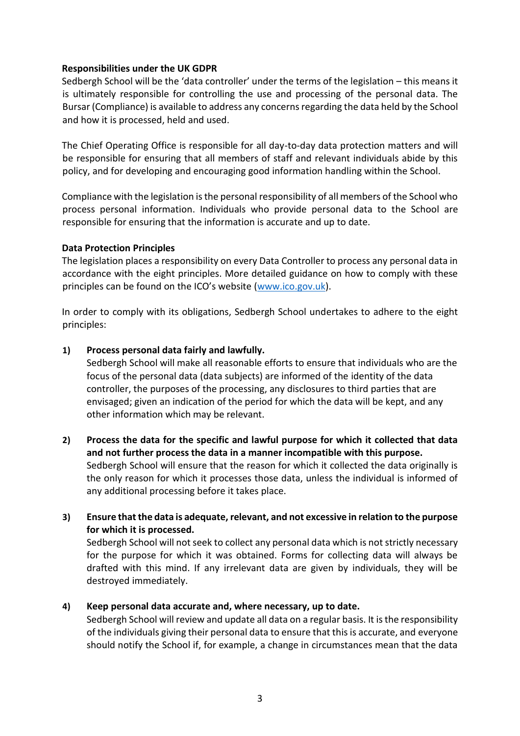**Responsibilities under the UK GDPR**

Sedbergh School will be the 'data controller' under the terms of the legislation – this means it is ultimately responsible for controlling the use and processing of the personal data. The Bursar (Compliance) is available to address any concerns regarding the data held by the School and how it is processed, held and used.

The Chief Operating Office is responsible for all day-to-day data protection matters and will be responsible for ensuring that all members of staff and relevant individuals abide by this policy, and for developing and encouraging good information handling within the School.

Compliance with the legislation is the personal responsibility of all members of the School who process personal information. Individuals who provide personal data to the School are responsible for ensuring that the information is accurate and up to date.

**Data Protection Principles**

The legislation places a responsibility on every Data Controller to process any personal data in accordance with the eight principles. More detailed guidance on how to comply with these principles can be found on the ICO's website (www.ico.gov.uk).

In order to comply with its obligations, Sedbergh School undertakes to adhere to the eight principles:

1) **Process personal data fairly and lawfully.**
   Sedbergh School will make all reasonable efforts to ensure that individuals who are the focus of the personal data (data subjects) are informed of the identity of the data controller, the purposes of the processing, any disclosures to third parties that are envisaged; given an indication of the period for which the data will be kept, and any other information which may be relevant.

2) **Process the data for the specific and lawful purpose for which it collected that data and not further process the data in a manner incompatible with this purpose.**
   Sedbergh School will ensure that the reason for which it collected the data originally is the only reason for which it processes those data, unless the individual is informed of any additional processing before it takes place.

3) **Ensure that the data is adequate, relevant, and not excessive in relation to the purpose for which it is processed.**
   Sedbergh School will not seek to collect any personal data which is not strictly necessary for the purpose for which it was obtained. Forms for collecting data will always be drafted with this mind. If any irrelevant data are given by individuals, they will be destroyed immediately.

4) **Keep personal data accurate and, where necessary, up to date.**
   Sedbergh School will review and update all data on a regular basis. It is the responsibility of the individuals giving their personal data to ensure that this is accurate, and everyone should notify the School if, for example, a change in circumstances mean that the data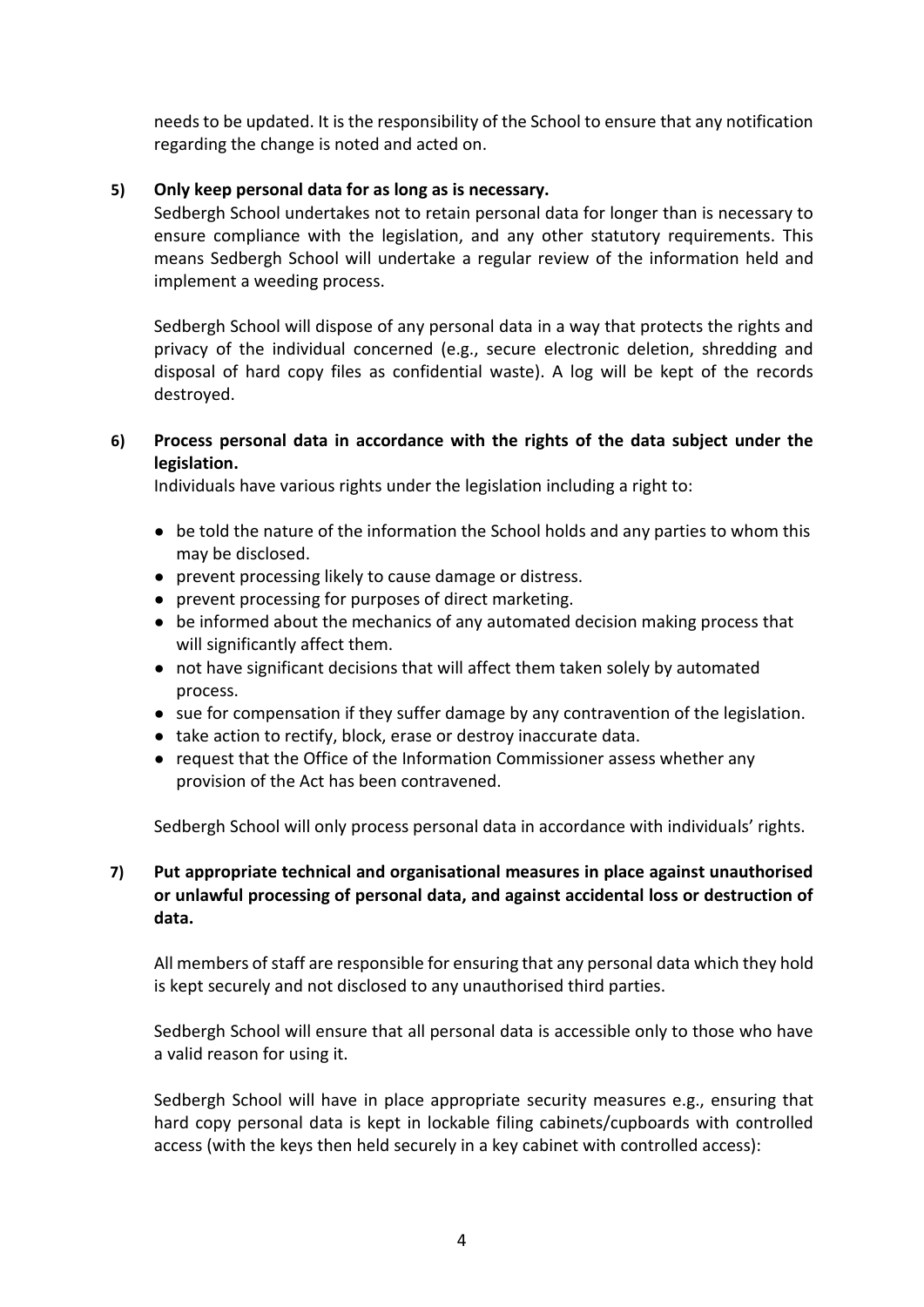needs to be updated. It is the responsibility of the School to ensure that any notification regarding the change is noted and acted on.

**5) Only keep personal data for as long as is necessary.**

Sedbergh School undertakes not to retain personal data for longer than is necessary to ensure compliance with the legislation, and any other statutory requirements. This means Sedbergh School will undertake a regular review of the information held and implement a weeding process.

Sedbergh School will dispose of any personal data in a way that protects the rights and privacy of the individual concerned (e.g., secure electronic deletion, shredding and disposal of hard copy files as confidential waste). A log will be kept of the records destroyed.

**6) Process personal data in accordance with the rights of the data subject under the legislation.**

Individuals have various rights under the legislation including a right to:

- be told the nature of the information the School holds and any parties to whom this may be disclosed.
- prevent processing likely to cause damage or distress.
- prevent processing for purposes of direct marketing.
- be informed about the mechanics of any automated decision making process that will significantly affect them.
- not have significant decisions that will affect them taken solely by automated process.
- sue for compensation if they suffer damage by any contravention of the legislation.
- take action to rectify, block, erase or destroy inaccurate data.
- request that the Office of the Information Commissioner assess whether any provision of the Act has been contravened.

Sedbergh School will only process personal data in accordance with individuals' rights.

**7) Put appropriate technical and organisational measures in place against unauthorised or unlawful processing of personal data, and against accidental loss or destruction of data.**

All members of staff are responsible for ensuring that any personal data which they hold is kept securely and not disclosed to any unauthorised third parties.

Sedbergh School will ensure that all personal data is accessible only to those who have a valid reason for using it.

Sedbergh School will have in place appropriate security measures e.g., ensuring that hard copy personal data is kept in lockable filing cabinets/cupboards with controlled access (with the keys then held securely in a key cabinet with controlled access):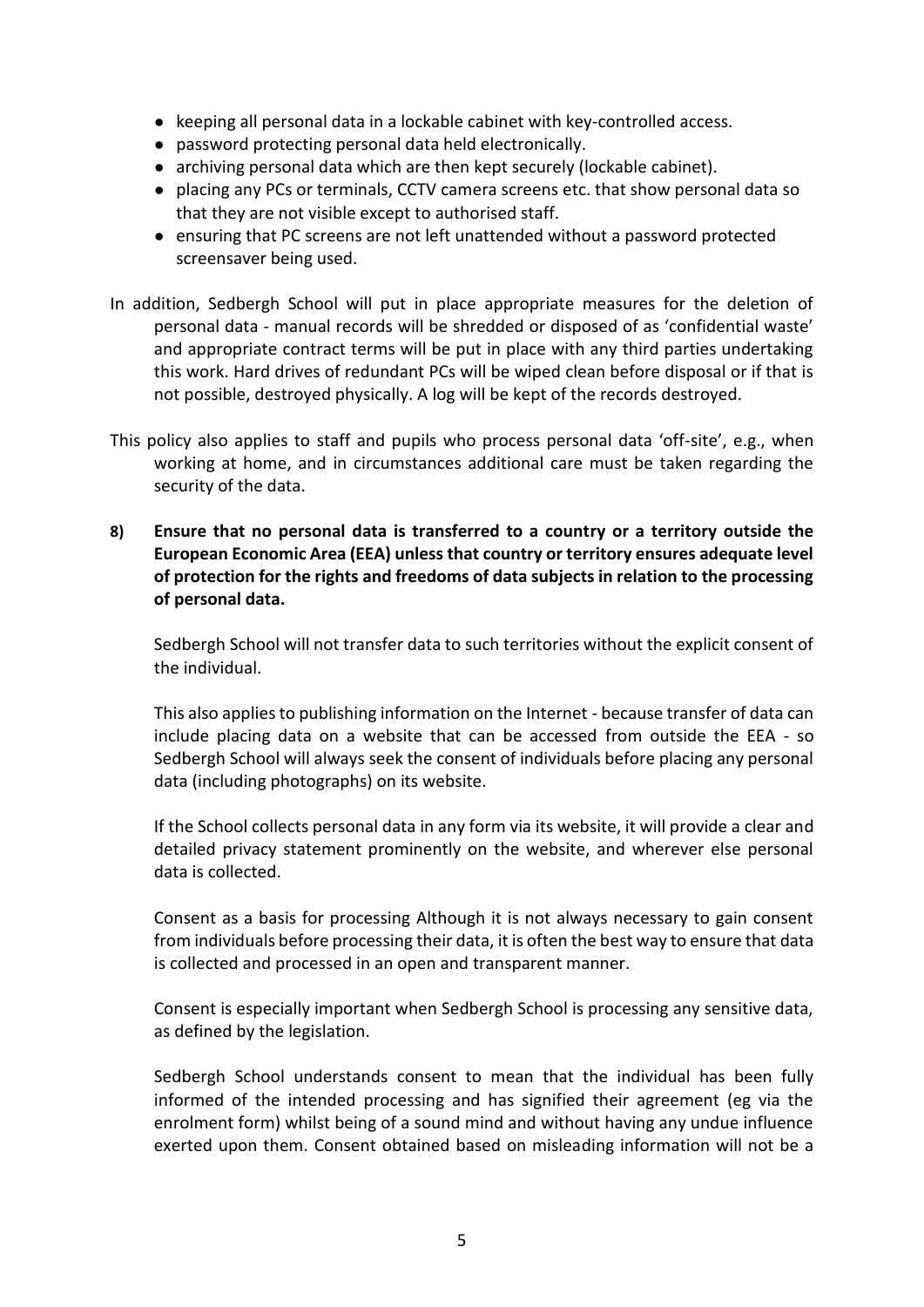- keeping all personal data in a lockable cabinet with key-controlled access.
- password protecting personal data held electronically.
- archiving personal data which are then kept securely (lockable cabinet).
- placing any PCs or terminals, CCTV camera screens etc. that show personal data so that they are not visible except to authorised staff.
- ensuring that PC screens are not left unattended without a password protected screensaver being used.

In addition, Sedbergh School will put in place appropriate measures for the deletion of personal data - manual records will be shredded or disposed of as 'confidential waste' and appropriate contract terms will be put in place with any third parties undertaking this work. Hard drives of redundant PCs will be wiped clean before disposal or if that is not possible, destroyed physically. A log will be kept of the records destroyed.

This policy also applies to staff and pupils who process personal data 'off-site', e.g., when working at home, and in circumstances additional care must be taken regarding the security of the data.

**8) Ensure that no personal data is transferred to a country or a territory outside the European Economic Area (EEA) unless that country or territory ensures adequate level of protection for the rights and freedoms of data subjects in relation to the processing of personal data.**

Sedbergh School will not transfer data to such territories without the explicit consent of the individual.

This also applies to publishing information on the Internet - because transfer of data can include placing data on a website that can be accessed from outside the EEA - so Sedbergh School will always seek the consent of individuals before placing any personal data (including photographs) on its website.

If the School collects personal data in any form via its website, it will provide a clear and detailed privacy statement prominently on the website, and wherever else personal data is collected.

Consent as a basis for processing Although it is not always necessary to gain consent from individuals before processing their data, it is often the best way to ensure that data is collected and processed in an open and transparent manner.

Consent is especially important when Sedbergh School is processing any sensitive data, as defined by the legislation.

Sedbergh School understands consent to mean that the individual has been fully informed of the intended processing and has signified their agreement (eg via the enrolment form) whilst being of a sound mind and without having any undue influence exerted upon them. Consent obtained based on misleading information will not be a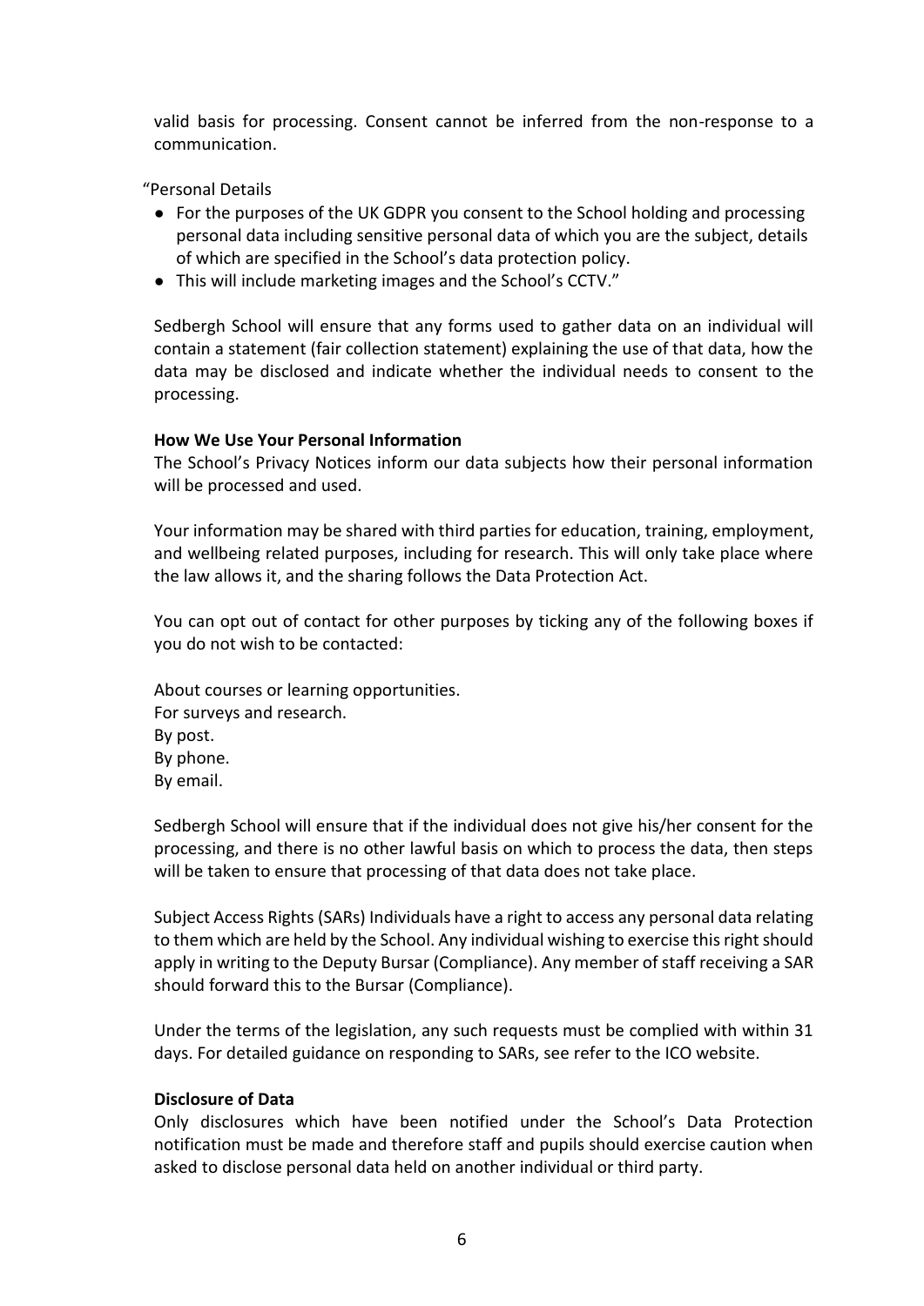valid basis for processing. Consent cannot be inferred from the non-response to a communication.

"Personal Details

- For the purposes of the UK GDPR you consent to the School holding and processing personal data including sensitive personal data of which you are the subject, details of which are specified in the School's data protection policy.
- This will include marketing images and the School's CCTV."

Sedbergh School will ensure that any forms used to gather data on an individual will contain a statement (fair collection statement) explaining the use of that data, how the data may be disclosed and indicate whether the individual needs to consent to the processing.

**How We Use Your Personal Information**

The School's Privacy Notices inform our data subjects how their personal information will be processed and used.

Your information may be shared with third parties for education, training, employment, and wellbeing related purposes, including for research. This will only take place where the law allows it, and the sharing follows the Data Protection Act.

You can opt out of contact for other purposes by ticking any of the following boxes if you do not wish to be contacted:

About courses or learning opportunities.
For surveys and research.
By post.
By phone.
By email.

Sedbergh School will ensure that if the individual does not give his/her consent for the processing, and there is no other lawful basis on which to process the data, then steps will be taken to ensure that processing of that data does not take place.

Subject Access Rights (SARs) Individuals have a right to access any personal data relating to them which are held by the School. Any individual wishing to exercise this right should apply in writing to the Deputy Bursar (Compliance). Any member of staff receiving a SAR should forward this to the Bursar (Compliance).

Under the terms of the legislation, any such requests must be complied with within 31 days. For detailed guidance on responding to SARs, see refer to the ICO website.

**Disclosure of Data**

Only disclosures which have been notified under the School's Data Protection notification must be made and therefore staff and pupils should exercise caution when asked to disclose personal data held on another individual or third party.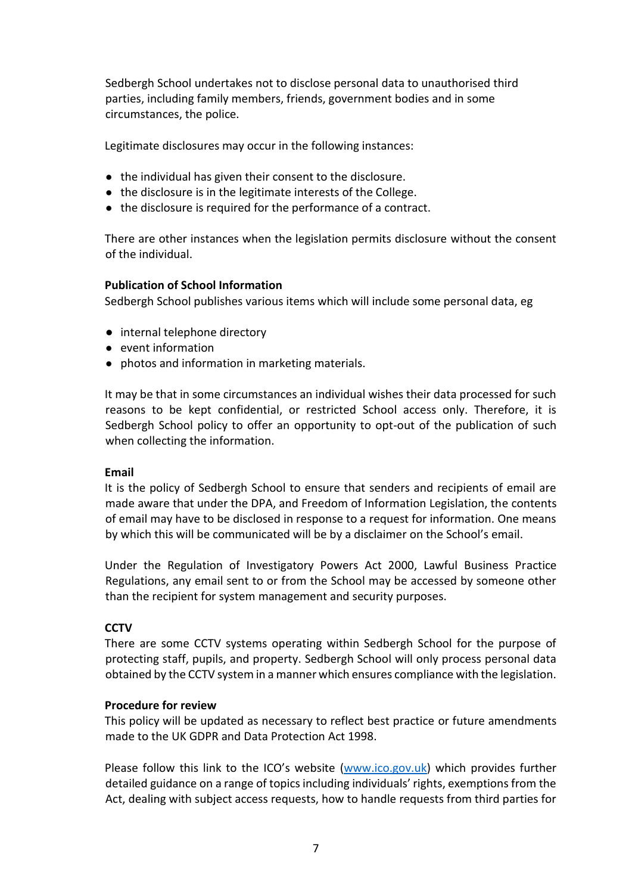Sedbergh School undertakes not to disclose personal data to unauthorised third parties, including family members, friends, government bodies and in some circumstances, the police.

Legitimate disclosures may occur in the following instances:

- the individual has given their consent to the disclosure.
- the disclosure is in the legitimate interests of the College.
- the disclosure is required for the performance of a contract.

There are other instances when the legislation permits disclosure without the consent of the individual.

**Publication of School Information**

Sedbergh School publishes various items which will include some personal data, eg

- internal telephone directory
- event information
- photos and information in marketing materials.

It may be that in some circumstances an individual wishes their data processed for such reasons to be kept confidential, or restricted School access only. Therefore, it is Sedbergh School policy to offer an opportunity to opt-out of the publication of such when collecting the information.

**Email**

It is the policy of Sedbergh School to ensure that senders and recipients of email are made aware that under the DPA, and Freedom of Information Legislation, the contents of email may have to be disclosed in response to a request for information. One means by which this will be communicated will be by a disclaimer on the School's email.

Under the Regulation of Investigatory Powers Act 2000, Lawful Business Practice Regulations, any email sent to or from the School may be accessed by someone other than the recipient for system management and security purposes.

**CCTV**

There are some CCTV systems operating within Sedbergh School for the purpose of protecting staff, pupils, and property. Sedbergh School will only process personal data obtained by the CCTV system in a manner which ensures compliance with the legislation.

**Procedure for review**

This policy will be updated as necessary to reflect best practice or future amendments made to the UK GDPR and Data Protection Act 1998.

Please follow this link to the ICO's website ([www.ico.gov.uk](http://www.ico.gov.uk)) which provides further detailed guidance on a range of topics including individuals' rights, exemptions from the Act, dealing with subject access requests, how to handle requests from third parties for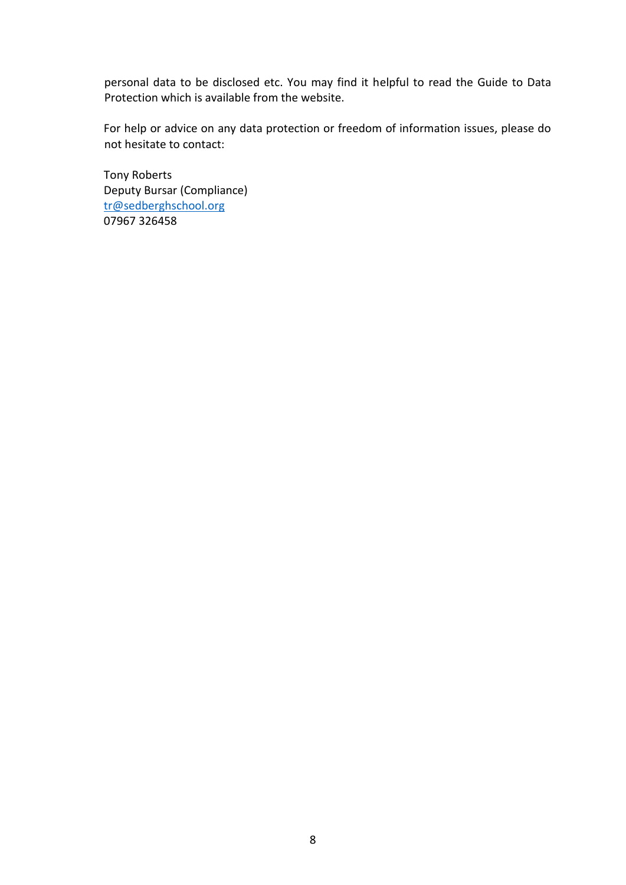personal data to be disclosed etc. You may find it helpful to read the Guide to Data Protection which is available from the website.

For help or advice on any data protection or freedom of information issues, please do not hesitate to contact:

Tony Roberts
Deputy Bursar (Compliance)
tr@sedberghschool.org
07967 326458